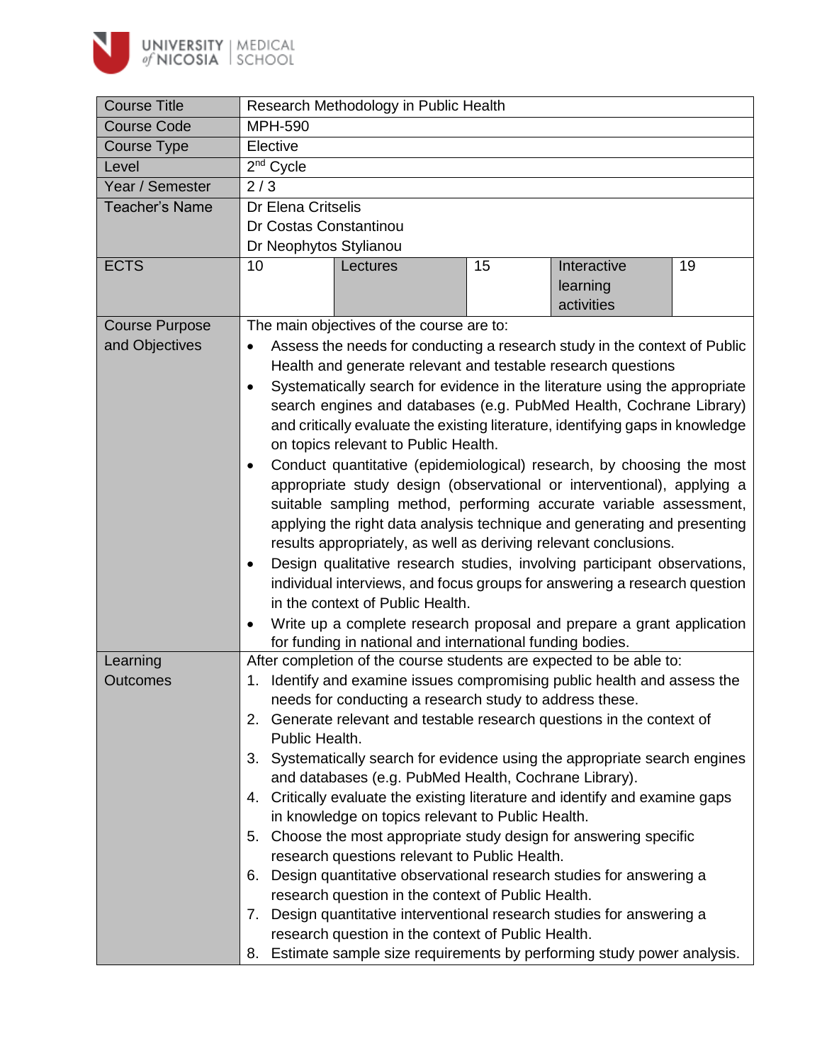| Course Title | Research Methodology in Public Health | | | | |
|---|---|---|---|---|---|
| Course Code | MPH-590 | | | | |
| Course Type | Elective | | | | |
| Level | 2nd Cycle | | | | |
| Year / Semester | 2 / 3 | | | | |
| Teacher's Name | Dr Elena Critselis<br>Dr Costas Constantinou<br>Dr Neophytos Stylianou | | | | |
| ECTS | 10 | Lectures | 15 | Interactive learning activities | 19 |
| Course Purpose and Objectives | The main objectives of the course are to:<br>• Assess the needs for conducting a research study in the context of Public Health and generate relevant and testable research questions<br>• Systematically search for evidence in the literature using the appropriate search engines and databases (e.g. PubMed Health, Cochrane Library) and critically evaluate the existing literature, identifying gaps in knowledge on topics relevant to Public Health.<br>• Conduct quantitative (epidemiological) research, by choosing the most appropriate study design (observational or interventional), applying a suitable sampling method, performing accurate variable assessment, applying the right data analysis technique and generating and presenting results appropriately, as well as deriving relevant conclusions.<br>• Design qualitative research studies, involving participant observations, individual interviews, and focus groups for answering a research question in the context of Public Health.<br>• Write up a complete research proposal and prepare a grant application for funding in national and international funding bodies. | | | | |
| Learning Outcomes | After completion of the course students are expected to be able to:<br>1. Identify and examine issues compromising public health and assess the needs for conducting a research study to address these.<br>2. Generate relevant and testable research questions in the context of Public Health.<br>3. Systematically search for evidence using the appropriate search engines and databases (e.g. PubMed Health, Cochrane Library).<br>4. Critically evaluate the existing literature and identify and examine gaps in knowledge on topics relevant to Public Health.<br>5. Choose the most appropriate study design for answering specific research questions relevant to Public Health.<br>6. Design quantitative observational research studies for answering a research question in the context of Public Health.<br>7. Design quantitative interventional research studies for answering a research question in the context of Public Health.<br>8. Estimate sample size requirements by performing study power analysis. | | | | |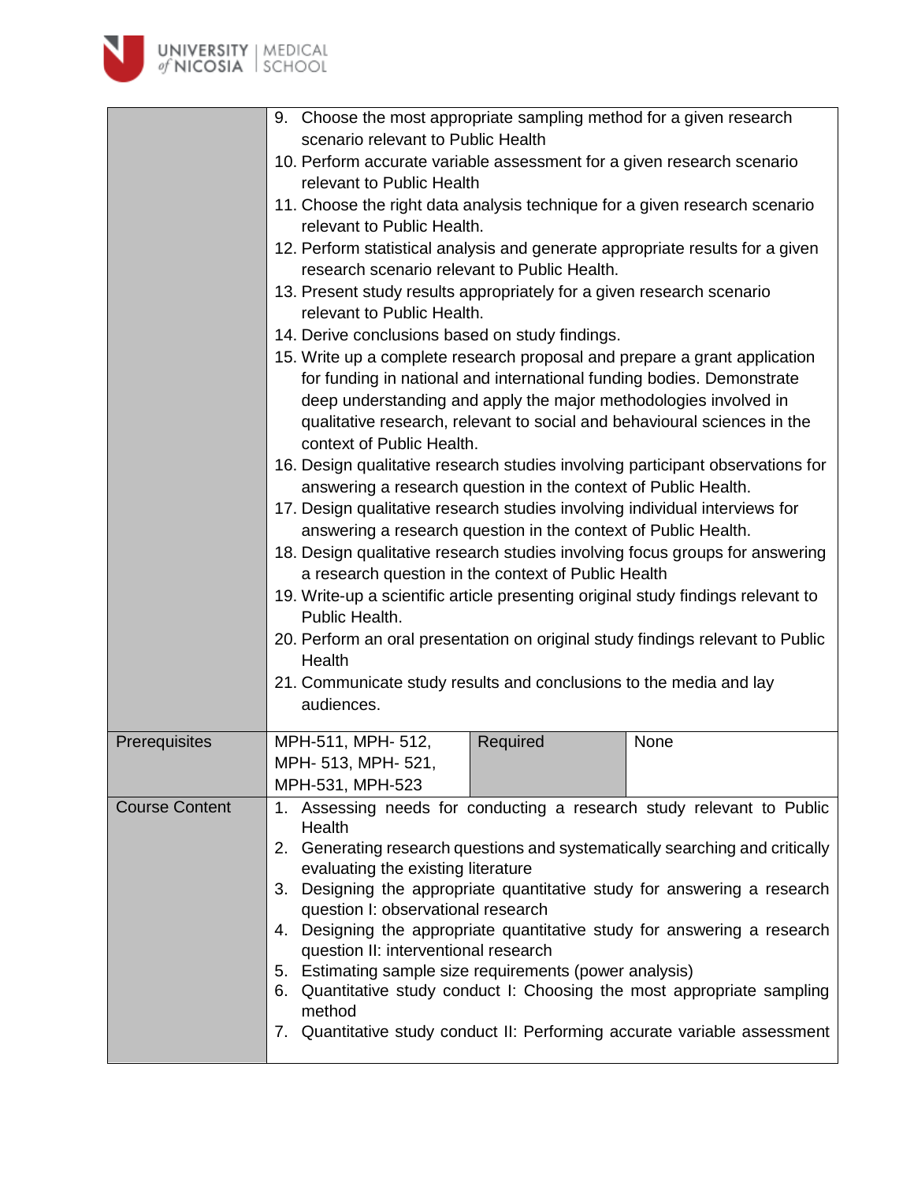| | |
|---|---|
| | 9. Choose the most appropriate sampling method for a given research scenario relevant to Public Health<br>10. Perform accurate variable assessment for a given research scenario relevant to Public Health<br>11. Choose the right data analysis technique for a given research scenario relevant to Public Health.<br>12. Perform statistical analysis and generate appropriate results for a given research scenario relevant to Public Health.<br>13. Present study results appropriately for a given research scenario relevant to Public Health.<br>14. Derive conclusions based on study findings.<br>15. Write up a complete research proposal and prepare a grant application for funding in national and international funding bodies. Demonstrate deep understanding and apply the major methodologies involved in qualitative research, relevant to social and behavioural sciences in the context of Public Health.<br>16. Design qualitative research studies involving participant observations for answering a research question in the context of Public Health.<br>17. Design qualitative research studies involving individual interviews for answering a research question in the context of Public Health.<br>18. Design qualitative research studies involving focus groups for answering a research question in the context of Public Health<br>19. Write-up a scientific article presenting original study findings relevant to Public Health.<br>20. Perform an oral presentation on original study findings relevant to Public Health<br>21. Communicate study results and conclusions to the media and lay audiences. |

| Prerequisites | MPH-511, MPH- 512, MPH- 513, MPH- 521, MPH-531, MPH-523 | Required | None |
|---|---|---|---|

| Course Content | |
|---|---|
| | 1. Assessing needs for conducting a research study relevant to Public Health<br>2. Generating research questions and systematically searching and critically evaluating the existing literature<br>3. Designing the appropriate quantitative study for answering a research question I: observational research<br>4. Designing the appropriate quantitative study for answering a research question II: interventional research<br>5. Estimating sample size requirements (power analysis)<br>6. Quantitative study conduct I: Choosing the most appropriate sampling method<br>7. Quantitative study conduct II: Performing accurate variable assessment |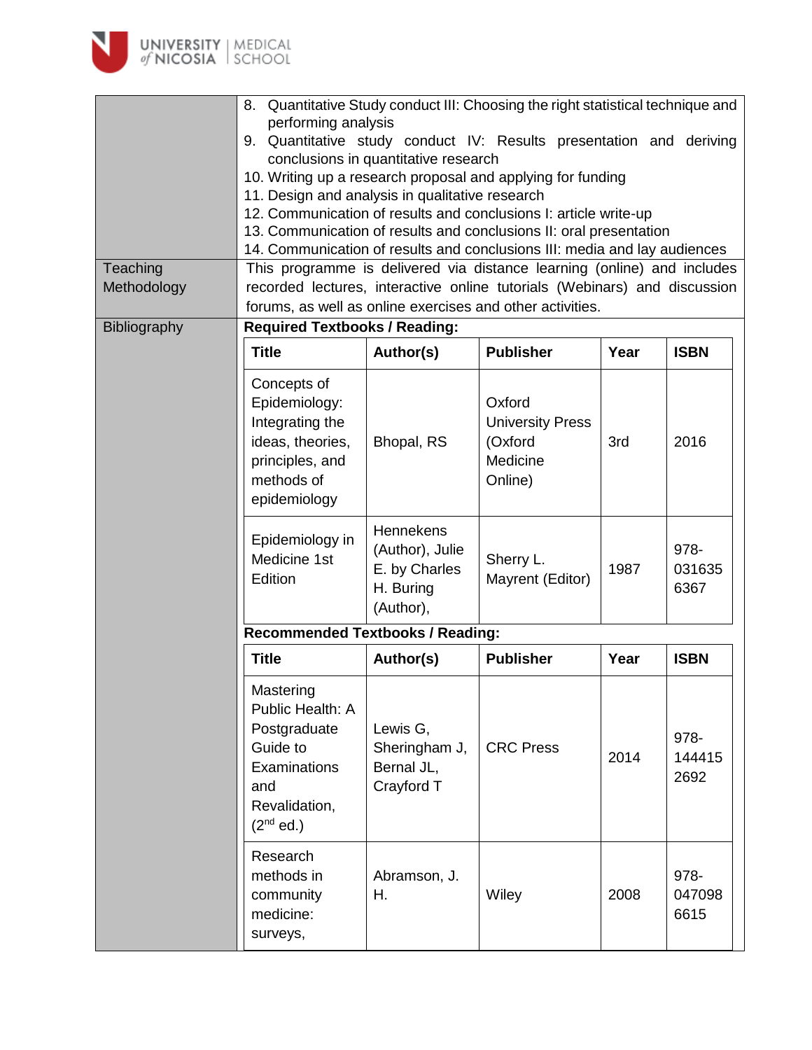| | |
|---|---|
| | 8. Quantitative Study conduct III: Choosing the right statistical technique and performing analysis<br>9. Quantitative study conduct IV: Results presentation and deriving conclusions in quantitative research<br>10. Writing up a research proposal and applying for funding<br>11. Design and analysis in qualitative research<br>12. Communication of results and conclusions I: article write-up<br>13. Communication of results and conclusions II: oral presentation<br>14. Communication of results and conclusions III: media and lay audiences |
| Teaching Methodology | This programme is delivered via distance learning (online) and includes recorded lectures, interactive online tutorials (Webinars) and discussion forums, as well as online exercises and other activities. |
| Bibliography | **Required Textbooks / Reading:** |

**Required Textbooks / Reading:**

| Title | Author(s) | Publisher | Year | ISBN |
|---|---|---|---|---|
| Concepts of Epidemiology: Integrating the ideas, theories, principles, and methods of epidemiology | Bhopal, RS | Oxford University Press (Oxford Medicine Online) | 3rd | 2016 |
| Epidemiology in Medicine 1st Edition | Hennekens (Author), Julie E. by Charles H. Buring (Author), | Sherry L. Mayrent (Editor) | 1987 | 978-0316356367 |

**Recommended Textbooks / Reading:**

| Title | Author(s) | Publisher | Year | ISBN |
|---|---|---|---|---|
| Mastering Public Health: A Postgraduate Guide to Examinations and Revalidation, (2nd ed.) | Lewis G, Sheringham J, Bernal JL, Crayford T | CRC Press | 2014 | 978-1444152692 |
| Research methods in community medicine: surveys, | Abramson, J. H. | Wiley | 2008 | 978-0470986615 |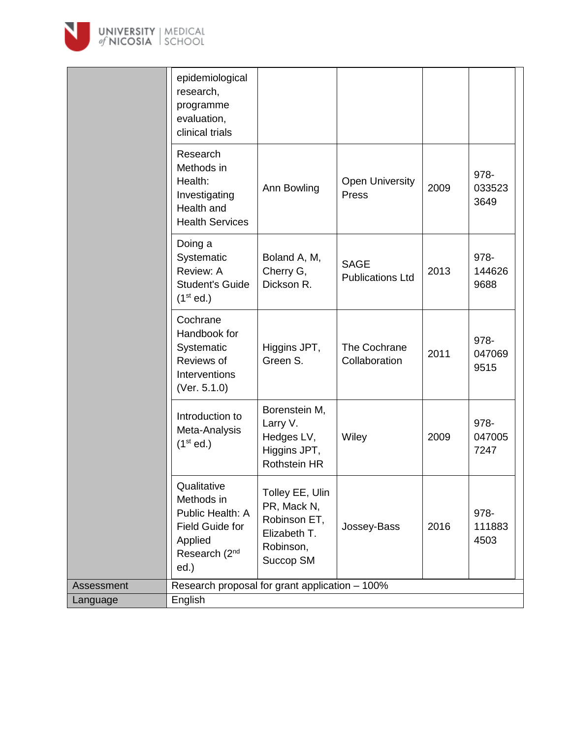| | | | | | |
|---|---|---|---|---|---|
| | epidemiological research, programme evaluation, clinical trials | | | | |
| | Research Methods in Health: Investigating Health and Health Services | Ann Bowling | Open University Press | 2009 | 978-0335233649 |
| | Doing a Systematic Review: A Student's Guide (1st ed.) | Boland A, M, Cherry G, Dickson R. | SAGE Publications Ltd | 2013 | 978-1446269688 |
| | Cochrane Handbook for Systematic Reviews of Interventions (Ver. 5.1.0) | Higgins JPT, Green S. | The Cochrane Collaboration | 2011 | 978-0470699515 |
| | Introduction to Meta-Analysis (1st ed.) | Borenstein M, Larry V. Hedges LV, Higgins JPT, Rothstein HR | Wiley | 2009 | 978-0470057247 |
| | Qualitative Methods in Public Health: A Field Guide for Applied Research (2nd ed.) | Tolley EE, Ulin PR, Mack N, Robinson ET, Elizabeth T. Robinson, Succop SM | Jossey-Bass | 2016 | 978-1118834503 |
| Assessment | Research proposal for grant application – 100% | | | | |
| Language | English | | | | |